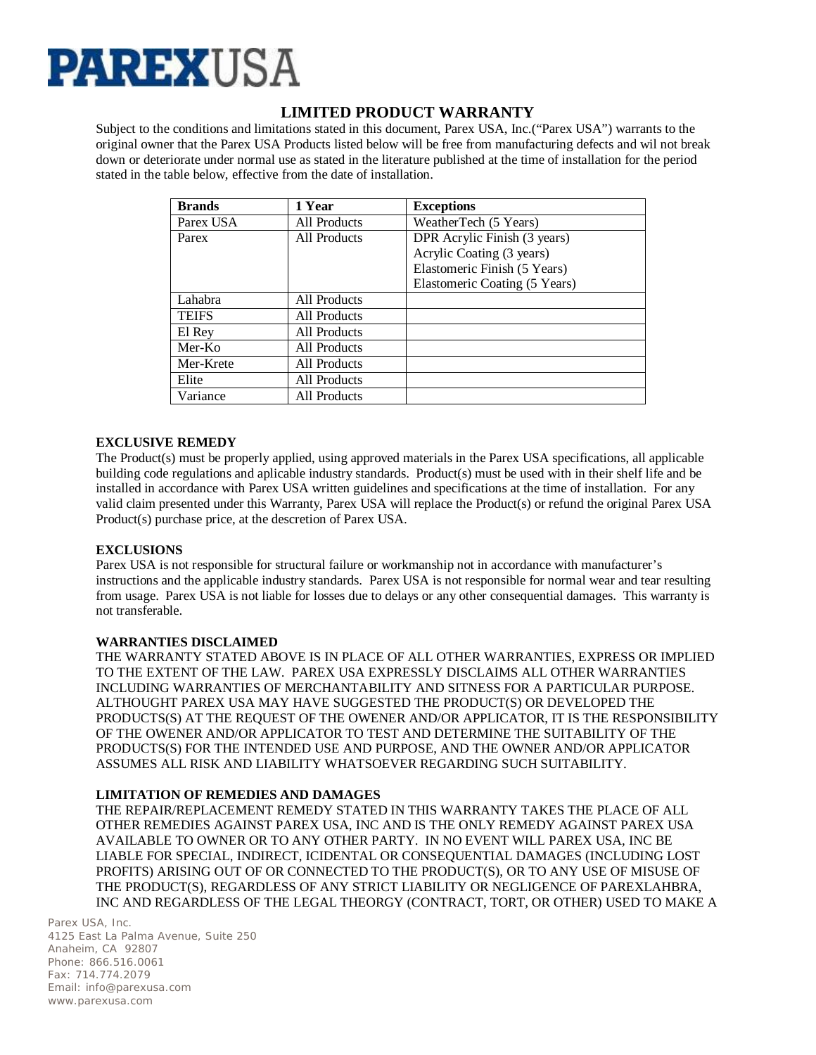# PAREXUSA

## LIMITED PRODUCT WARRANTY

Subject to the conditions and limitations stated in this document, Parex USA, Inc.("Parex USA") warrants to the original owner that the Parex USA Products listed below will be free from manufacturing defects and wil not break down or deteriorate under normal use as stated in the literature published at the time of installation for the period stated in the table below, effective from the date of installation.

| Brands | 1 Year | Exceptions |
|---|---|---|
| Parex USA | All Products | WeatherTech (5 Years) |
| Parex | All Products | DPR Acrylic Finish (3 years)<br>Acrylic Coating (3 years)<br>Elastomeric Finish (5 Years)<br>Elastomeric Coating (5 Years) |
| Lahabra | All Products | |
| TEIFS | All Products | |
| El Rey | All Products | |
| Mer-Ko | All Products | |
| Mer-Krete | All Products | |
| Elite | All Products | |
| Variance | All Products | |

**EXCLUSIVE REMEDY**

The Product(s) must be properly applied, using approved materials in the Parex USA specifications, all applicable building code regulations and aplicable industry standards. Product(s) must be used with in their shelf life and be installed in accordance with Parex USA written guidelines and specifications at the time of installation. For any valid claim presented under this Warranty, Parex USA will replace the Product(s) or refund the original Parex USA Product(s) purchase price, at the descretion of Parex USA.

**EXCLUSIONS**

Parex USA is not responsible for structural failure or workmanship not in accordance with manufacturer's instructions and the applicable industry standards. Parex USA is not responsible for normal wear and tear resulting from usage. Parex USA is not liable for losses due to delays or any other consequential damages. This warranty is not transferable.

**WARRANTIES DISCLAIMED**

THE WARRANTY STATED ABOVE IS IN PLACE OF ALL OTHER WARRANTIES, EXPRESS OR IMPLIED TO THE EXTENT OF THE LAW. PAREX USA EXPRESSLY DISCLAIMS ALL OTHER WARRANTIES INCLUDING WARRANTIES OF MERCHANTABILITY AND SITNESS FOR A PARTICULAR PURPOSE. ALTHOUGHT PAREX USA MAY HAVE SUGGESTED THE PRODUCT(S) OR DEVELOPED THE PRODUCTS(S) AT THE REQUEST OF THE OWENER AND/OR APPLICATOR, IT IS THE RESPONSIBILITY OF THE OWENER AND/OR APPLICATOR TO TEST AND DETERMINE THE SUITABILITY OF THE PRODUCTS(S) FOR THE INTENDED USE AND PURPOSE, AND THE OWNER AND/OR APPLICATOR ASSUMES ALL RISK AND LIABILITY WHATSOEVER REGARDING SUCH SUITABILITY.

**LIMITATION OF REMEDIES AND DAMAGES**

THE REPAIR/REPLACEMENT REMEDY STATED IN THIS WARRANTY TAKES THE PLACE OF ALL OTHER REMEDIES AGAINST PAREX USA, INC AND IS THE ONLY REMEDY AGAINST PAREX USA AVAILABLE TO OWNER OR TO ANY OTHER PARTY. IN NO EVENT WILL PAREX USA, INC BE LIABLE FOR SPECIAL, INDIRECT, ICIDENTAL OR CONSEQUENTIAL DAMAGES (INCLUDING LOST PROFITS) ARISING OUT OF OR CONNECTED TO THE PRODUCT(S), OR TO ANY USE OF MISUSE OF THE PRODUCT(S), REGARDLESS OF ANY STRICT LIABILITY OR NEGLIGENCE OF PAREXLAHBRA, INC AND REGARDLESS OF THE LEGAL THEORGY (CONTRACT, TORT, OR OTHER) USED TO MAKE A

Parex USA, Inc.
4125 East La Palma Avenue, Suite 250
Anaheim, CA 92807
Phone: 866.516.0061
Fax: 714.774.2079
Email: info@parexusa.com
www.parexusa.com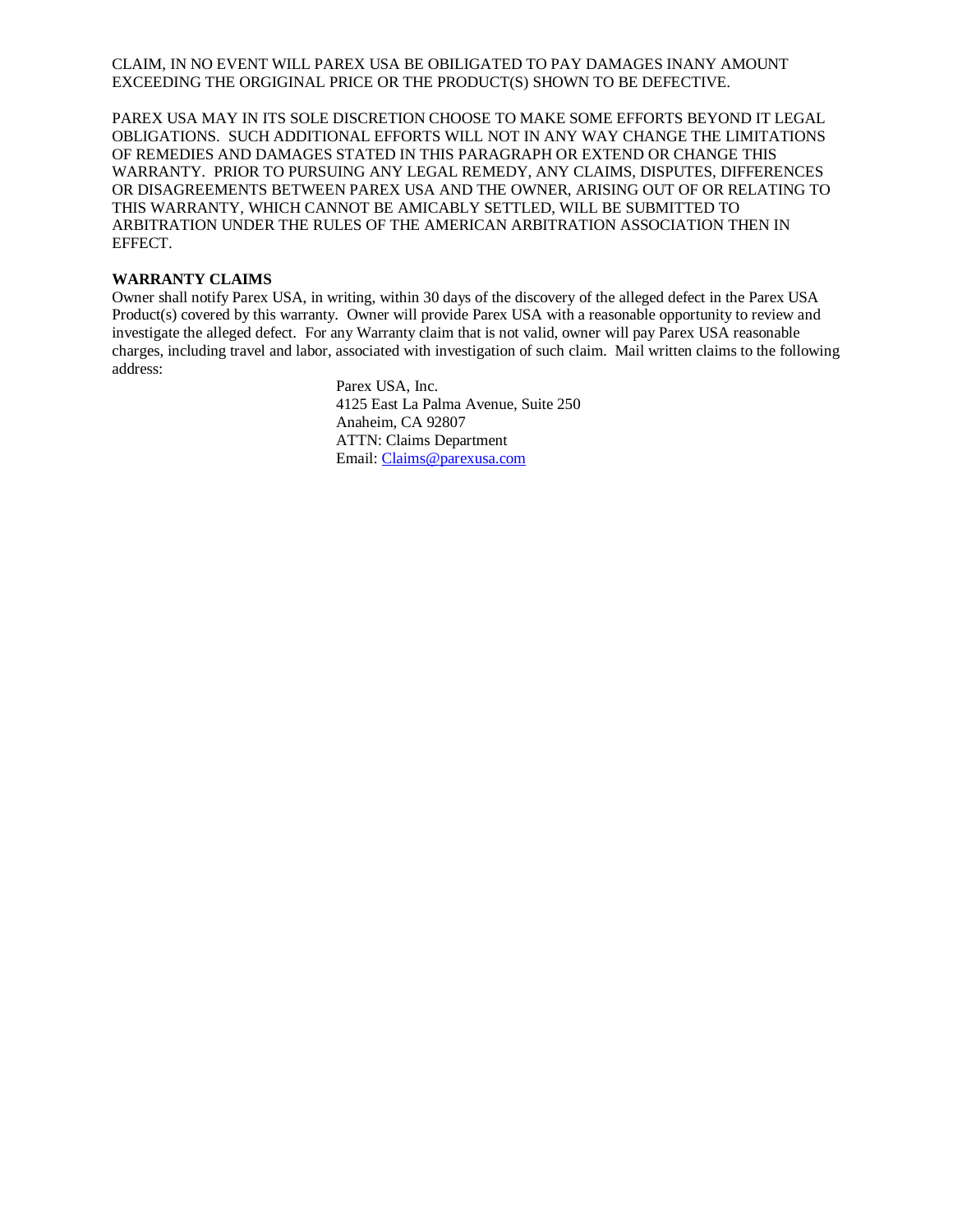CLAIM, IN NO EVENT WILL PAREX USA BE OBILIGATED TO PAY DAMAGES INANY AMOUNT EXCEEDING THE ORGIGINAL PRICE OR THE PRODUCT(S) SHOWN TO BE DEFECTIVE.

PAREX USA MAY IN ITS SOLE DISCRETION CHOOSE TO MAKE SOME EFFORTS BEYOND IT LEGAL OBLIGATIONS. SUCH ADDITIONAL EFFORTS WILL NOT IN ANY WAY CHANGE THE LIMITATIONS OF REMEDIES AND DAMAGES STATED IN THIS PARAGRAPH OR EXTEND OR CHANGE THIS WARRANTY. PRIOR TO PURSUING ANY LEGAL REMEDY, ANY CLAIMS, DISPUTES, DIFFERENCES OR DISAGREEMENTS BETWEEN PAREX USA AND THE OWNER, ARISING OUT OF OR RELATING TO THIS WARRANTY, WHICH CANNOT BE AMICABLY SETTLED, WILL BE SUBMITTED TO ARBITRATION UNDER THE RULES OF THE AMERICAN ARBITRATION ASSOCIATION THEN IN EFFECT.

**WARRANTY CLAIMS**

Owner shall notify Parex USA, in writing, within 30 days of the discovery of the alleged defect in the Parex USA Product(s) covered by this warranty. Owner will provide Parex USA with a reasonable opportunity to review and investigate the alleged defect. For any Warranty claim that is not valid, owner will pay Parex USA reasonable charges, including travel and labor, associated with investigation of such claim. Mail written claims to the following address:

Parex USA, Inc.
4125 East La Palma Avenue, Suite 250
Anaheim, CA 92807
ATTN: Claims Department
Email: Claims@parexusa.com